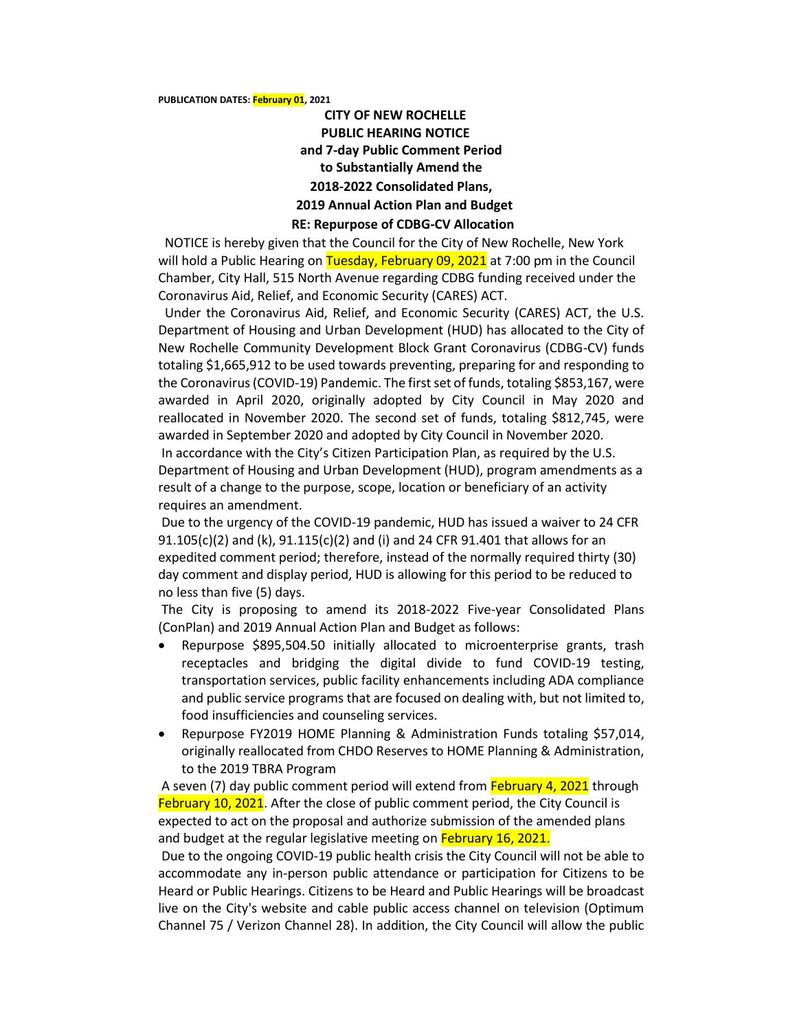**PUBLICATION DATES: February 01, 2021**

**CITY OF NEW ROCHELLE**
**PUBLIC HEARING NOTICE**
**and 7-day Public Comment Period**
**to Substantially Amend the**
**2018-2022 Consolidated Plans,**
**2019 Annual Action Plan and Budget**
**RE: Repurpose of CDBG-CV Allocation**

NOTICE is hereby given that the Council for the City of New Rochelle, New York will hold a Public Hearing on Tuesday, February 09, 2021 at 7:00 pm in the Council Chamber, City Hall, 515 North Avenue regarding CDBG funding received under the Coronavirus Aid, Relief, and Economic Security (CARES) ACT.

Under the Coronavirus Aid, Relief, and Economic Security (CARES) ACT, the U.S. Department of Housing and Urban Development (HUD) has allocated to the City of New Rochelle Community Development Block Grant Coronavirus (CDBG-CV) funds totaling $1,665,912 to be used towards preventing, preparing for and responding to the Coronavirus (COVID-19) Pandemic. The first set of funds, totaling $853,167, were awarded in April 2020, originally adopted by City Council in May 2020 and reallocated in November 2020. The second set of funds, totaling $812,745, were awarded in September 2020 and adopted by City Council in November 2020.

In accordance with the City's Citizen Participation Plan, as required by the U.S. Department of Housing and Urban Development (HUD), program amendments as a result of a change to the purpose, scope, location or beneficiary of an activity requires an amendment.

Due to the urgency of the COVID-19 pandemic, HUD has issued a waiver to 24 CFR 91.105(c)(2) and (k), 91.115(c)(2) and (i) and 24 CFR 91.401 that allows for an expedited comment period; therefore, instead of the normally required thirty (30) day comment and display period, HUD is allowing for this period to be reduced to no less than five (5) days.

The City is proposing to amend its 2018-2022 Five-year Consolidated Plans (ConPlan) and 2019 Annual Action Plan and Budget as follows:

- Repurpose $895,504.50 initially allocated to microenterprise grants, trash receptacles and bridging the digital divide to fund COVID-19 testing, transportation services, public facility enhancements including ADA compliance and public service programs that are focused on dealing with, but not limited to, food insufficiencies and counseling services.
- Repurpose FY2019 HOME Planning & Administration Funds totaling $57,014, originally reallocated from CHDO Reserves to HOME Planning & Administration, to the 2019 TBRA Program

A seven (7) day public comment period will extend from February 4, 2021 through February 10, 2021. After the close of public comment period, the City Council is expected to act on the proposal and authorize submission of the amended plans and budget at the regular legislative meeting on February 16, 2021.

Due to the ongoing COVID-19 public health crisis the City Council will not be able to accommodate any in-person public attendance or participation for Citizens to be Heard or Public Hearings. Citizens to be Heard and Public Hearings will be broadcast live on the City's website and cable public access channel on television (Optimum Channel 75 / Verizon Channel 28). In addition, the City Council will allow the public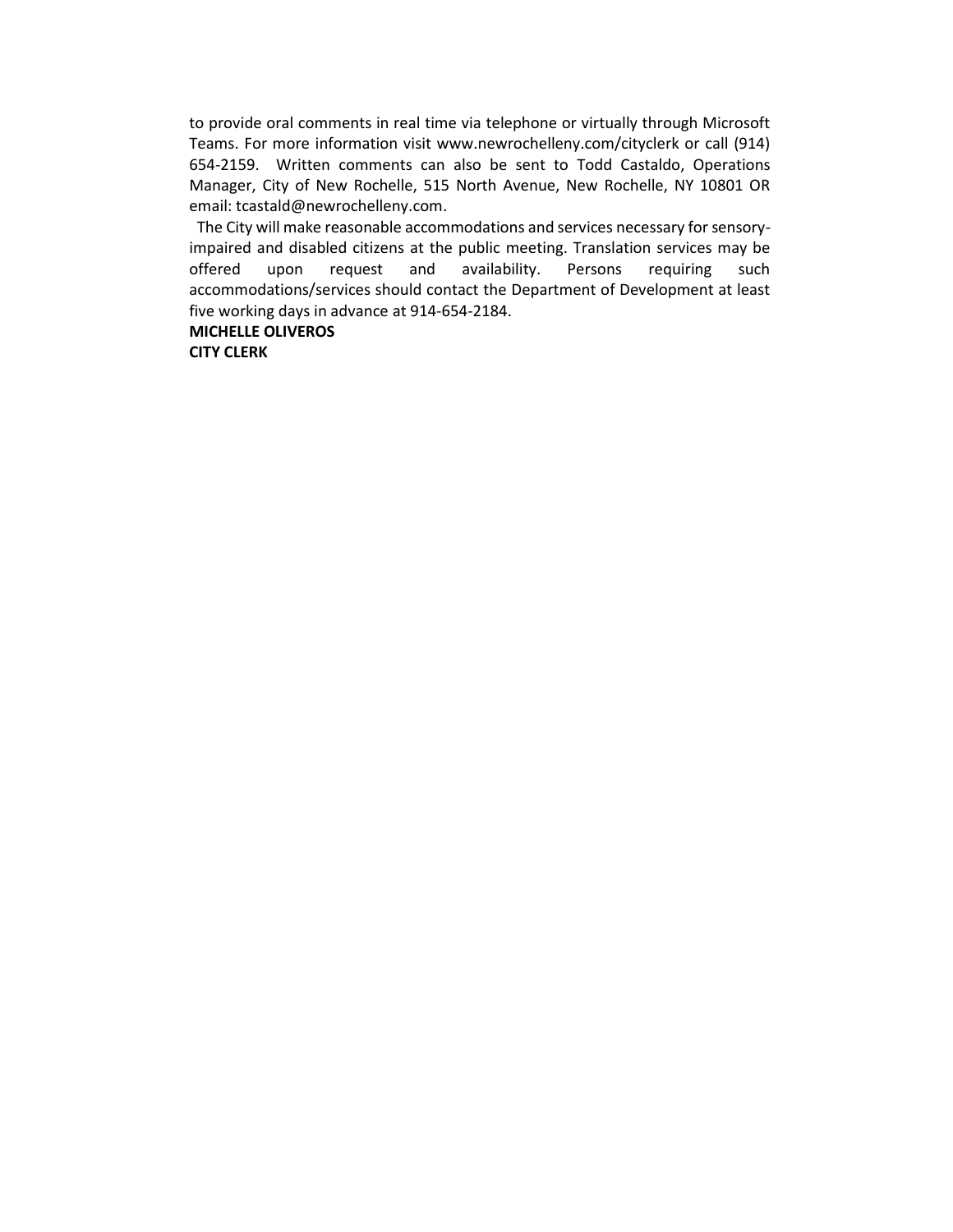to provide oral comments in real time via telephone or virtually through Microsoft Teams. For more information visit www.newrochelleny.com/cityclerk or call (914) 654-2159. Written comments can also be sent to Todd Castaldo, Operations Manager, City of New Rochelle, 515 North Avenue, New Rochelle, NY 10801 OR email: tcastald@newrochelleny.com.

The City will make reasonable accommodations and services necessary for sensory-impaired and disabled citizens at the public meeting. Translation services may be offered upon request and availability. Persons requiring such accommodations/services should contact the Department of Development at least five working days in advance at 914-654-2184.

**MICHELLE OLIVEROS**
**CITY CLERK**